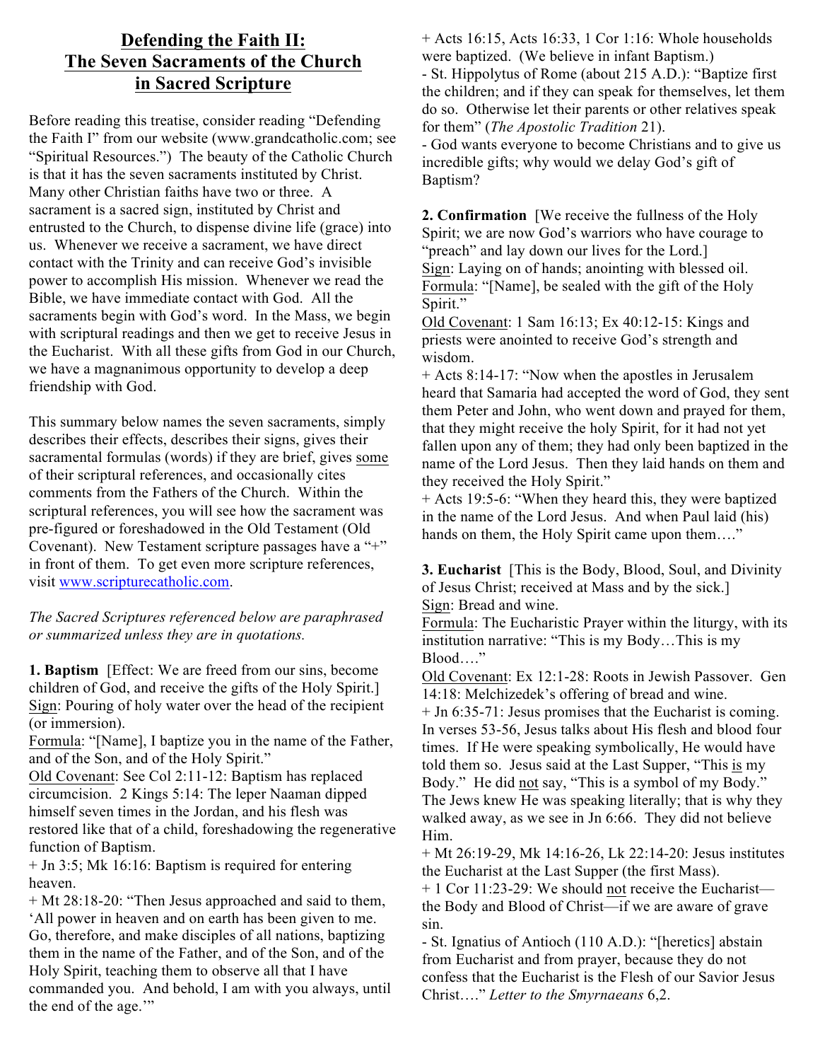# Defending the Faith II: The Seven Sacraments of the Church in Sacred Scripture

Before reading this treatise, consider reading "Defending the Faith I" from our website (www.grandcatholic.com; see "Spiritual Resources.") The beauty of the Catholic Church is that it has the seven sacraments instituted by Christ. Many other Christian faiths have two or three. A sacrament is a sacred sign, instituted by Christ and entrusted to the Church, to dispense divine life (grace) into us. Whenever we receive a sacrament, we have direct contact with the Trinity and can receive God's invisible power to accomplish His mission. Whenever we read the Bible, we have immediate contact with God. All the sacraments begin with God's word. In the Mass, we begin with scriptural readings and then we get to receive Jesus in the Eucharist. With all these gifts from God in our Church, we have a magnanimous opportunity to develop a deep friendship with God.

This summary below names the seven sacraments, simply describes their effects, describes their signs, gives their sacramental formulas (words) if they are brief, gives <u>some</u> of their scriptural references, and occasionally cites comments from the Fathers of the Church. Within the scriptural references, you will see how the sacrament was pre-figured or foreshadowed in the Old Testament (Old Covenant). New Testament scripture passages have a "+" in front of them. To get even more scripture references, visit [www.scripturecatholic.com](www.scripturecatholic.com).

*The Sacred Scriptures referenced below are paraphrased or summarized unless they are in quotations.*

**1. Baptism** [Effect: We are freed from our sins, become children of God, and receive the gifts of the Holy Spirit.]

<u>Sign</u>: Pouring of holy water over the head of the recipient (or immersion).

<u>Formula</u>: "[Name], I baptize you in the name of the Father, and of the Son, and of the Holy Spirit."

<u>Old Covenant</u>: See Col 2:11-12: Baptism has replaced circumcision. 2 Kings 5:14: The leper Naaman dipped himself seven times in the Jordan, and his flesh was restored like that of a child, foreshadowing the regenerative function of Baptism.

+ Jn 3:5; Mk 16:16: Baptism is required for entering heaven.

+ Mt 28:18-20: "Then Jesus approached and said to them, 'All power in heaven and on earth has been given to me. Go, therefore, and make disciples of all nations, baptizing them in the name of the Father, and of the Son, and of the Holy Spirit, teaching them to observe all that I have commanded you. And behold, I am with you always, until the end of the age.'"

+ Acts 16:15, Acts 16:33, 1 Cor 1:16: Whole households were baptized. (We believe in infant Baptism.)

- St. Hippolytus of Rome (about 215 A.D.): "Baptize first the children; and if they can speak for themselves, let them do so. Otherwise let their parents or other relatives speak for them" (*The Apostolic Tradition* 21).

- God wants everyone to become Christians and to give us incredible gifts; why would we delay God's gift of Baptism?

**2. Confirmation** [We receive the fullness of the Holy Spirit; we are now God's warriors who have courage to "preach" and lay down our lives for the Lord.]

<u>Sign</u>: Laying on of hands; anointing with blessed oil.

<u>Formula</u>: "[Name], be sealed with the gift of the Holy Spirit."

<u>Old Covenant</u>: 1 Sam 16:13; Ex 40:12-15: Kings and priests were anointed to receive God's strength and wisdom.

+ Acts 8:14-17: "Now when the apostles in Jerusalem heard that Samaria had accepted the word of God, they sent them Peter and John, who went down and prayed for them, that they might receive the holy Spirit, for it had not yet fallen upon any of them; they had only been baptized in the name of the Lord Jesus. Then they laid hands on them and they received the Holy Spirit."

+ Acts 19:5-6: "When they heard this, they were baptized in the name of the Lord Jesus. And when Paul laid (his) hands on them, the Holy Spirit came upon them…."

**3. Eucharist** [This is the Body, Blood, Soul, and Divinity of Jesus Christ; received at Mass and by the sick.]

<u>Sign</u>: Bread and wine.

<u>Formula</u>: The Eucharistic Prayer within the liturgy, with its institution narrative: "This is my Body…This is my Blood…."

<u>Old Covenant</u>: Ex 12:1-28: Roots in Jewish Passover. Gen 14:18: Melchizedek's offering of bread and wine.

+ Jn 6:35-71: Jesus promises that the Eucharist is coming. In verses 53-56, Jesus talks about His flesh and blood four times. If He were speaking symbolically, He would have told them so. Jesus said at the Last Supper, "This <u>is</u> my Body." He did <u>not</u> say, "This is a symbol of my Body." The Jews knew He was speaking literally; that is why they walked away, as we see in Jn 6:66. They did not believe Him.

+ Mt 26:19-29, Mk 14:16-26, Lk 22:14-20: Jesus institutes the Eucharist at the Last Supper (the first Mass).

+ 1 Cor 11:23-29: We should <u>not</u> receive the Eucharist—the Body and Blood of Christ—if we are aware of grave sin.

- St. Ignatius of Antioch (110 A.D.): "[heretics] abstain from Eucharist and from prayer, because they do not confess that the Eucharist is the Flesh of our Savior Jesus Christ…." *Letter to the Smyrnaeans* 6,2.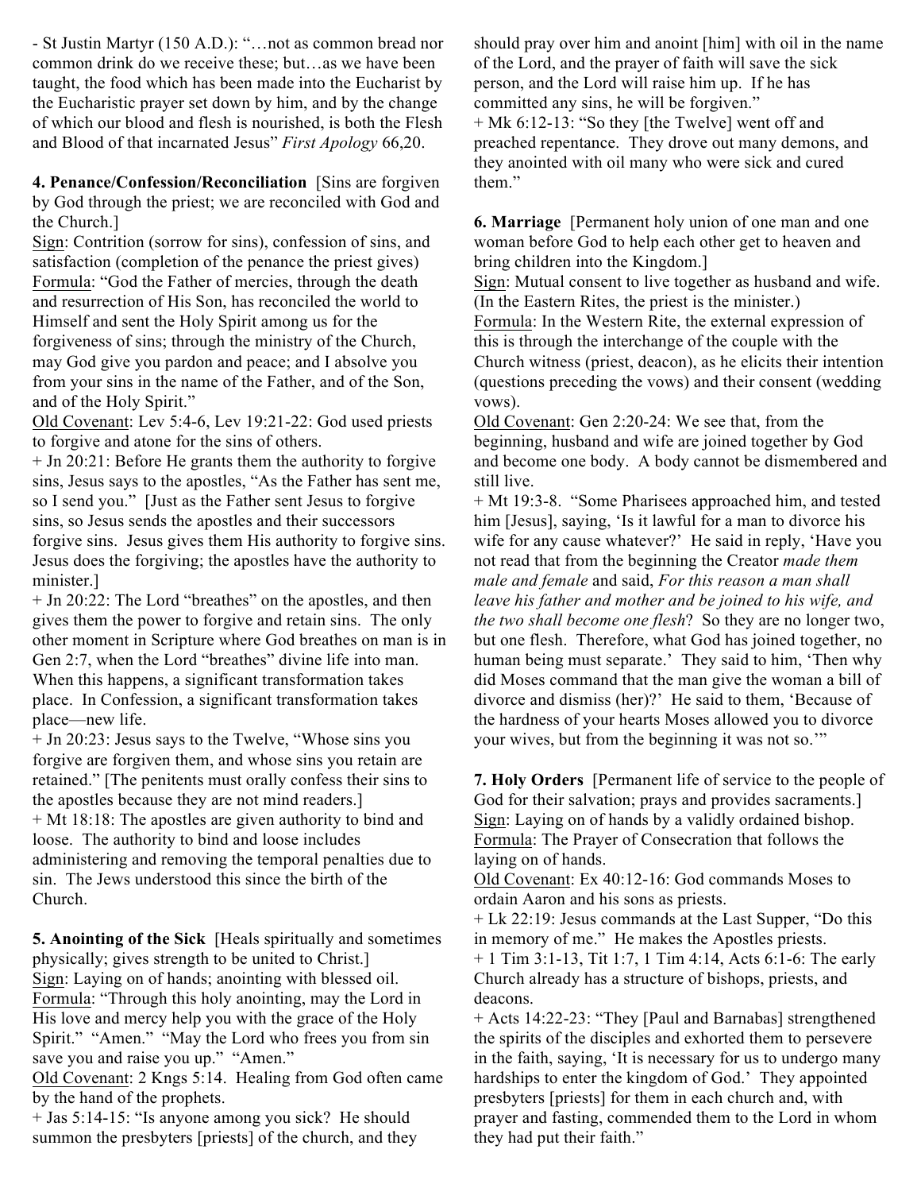- St Justin Martyr (150 A.D.): "…not as common bread nor common drink do we receive these; but…as we have been taught, the food which has been made into the Eucharist by the Eucharistic prayer set down by him, and by the change of which our blood and flesh is nourished, is both the Flesh and Blood of that incarnated Jesus" *First Apology* 66,20.

**4. Penance/Confession/Reconciliation** [Sins are forgiven by God through the priest; we are reconciled with God and the Church.]

Sign: Contrition (sorrow for sins), confession of sins, and satisfaction (completion of the penance the priest gives)

Formula: "God the Father of mercies, through the death and resurrection of His Son, has reconciled the world to Himself and sent the Holy Spirit among us for the forgiveness of sins; through the ministry of the Church, may God give you pardon and peace; and I absolve you from your sins in the name of the Father, and of the Son, and of the Holy Spirit."

Old Covenant: Lev 5:4-6, Lev 19:21-22: God used priests to forgive and atone for the sins of others.

+ Jn 20:21: Before He grants them the authority to forgive sins, Jesus says to the apostles, "As the Father has sent me, so I send you." [Just as the Father sent Jesus to forgive sins, so Jesus sends the apostles and their successors forgive sins. Jesus gives them His authority to forgive sins. Jesus does the forgiving; the apostles have the authority to minister.]

+ Jn 20:22: The Lord "breathes" on the apostles, and then gives them the power to forgive and retain sins. The only other moment in Scripture where God breathes on man is in Gen 2:7, when the Lord "breathes" divine life into man. When this happens, a significant transformation takes place. In Confession, a significant transformation takes place—new life.

+ Jn 20:23: Jesus says to the Twelve, "Whose sins you forgive are forgiven them, and whose sins you retain are retained." [The penitents must orally confess their sins to the apostles because they are not mind readers.]

+ Mt 18:18: The apostles are given authority to bind and loose. The authority to bind and loose includes administering and removing the temporal penalties due to sin. The Jews understood this since the birth of the Church.

**5. Anointing of the Sick** [Heals spiritually and sometimes physically; gives strength to be united to Christ.]

Sign: Laying on of hands; anointing with blessed oil.

Formula: "Through this holy anointing, may the Lord in His love and mercy help you with the grace of the Holy Spirit." "Amen." "May the Lord who frees you from sin save you and raise you up." "Amen."

Old Covenant: 2 Kngs 5:14. Healing from God often came by the hand of the prophets.

+ Jas 5:14-15: "Is anyone among you sick? He should summon the presbyters [priests] of the church, and they should pray over him and anoint [him] with oil in the name of the Lord, and the prayer of faith will save the sick person, and the Lord will raise him up. If he has committed any sins, he will be forgiven."

+ Mk 6:12-13: "So they [the Twelve] went off and preached repentance. They drove out many demons, and they anointed with oil many who were sick and cured them."

**6. Marriage** [Permanent holy union of one man and one woman before God to help each other get to heaven and bring children into the Kingdom.]

Sign: Mutual consent to live together as husband and wife. (In the Eastern Rites, the priest is the minister.)

Formula: In the Western Rite, the external expression of this is through the interchange of the couple with the Church witness (priest, deacon), as he elicits their intention (questions preceding the vows) and their consent (wedding vows).

Old Covenant: Gen 2:20-24: We see that, from the beginning, husband and wife are joined together by God and become one body. A body cannot be dismembered and still live.

+ Mt 19:3-8. "Some Pharisees approached him, and tested him [Jesus], saying, 'Is it lawful for a man to divorce his wife for any cause whatever?' He said in reply, 'Have you not read that from the beginning the Creator *made them male and female* and said, *For this reason a man shall leave his father and mother and be joined to his wife, and the two shall become one flesh*? So they are no longer two, but one flesh. Therefore, what God has joined together, no human being must separate.' They said to him, 'Then why did Moses command that the man give the woman a bill of divorce and dismiss (her)?' He said to them, 'Because of the hardness of your hearts Moses allowed you to divorce your wives, but from the beginning it was not so.'"

**7. Holy Orders** [Permanent life of service to the people of God for their salvation; prays and provides sacraments.]

Sign: Laying on of hands by a validly ordained bishop.

Formula: The Prayer of Consecration that follows the laying on of hands.

Old Covenant: Ex 40:12-16: God commands Moses to ordain Aaron and his sons as priests.

+ Lk 22:19: Jesus commands at the Last Supper, "Do this in memory of me." He makes the Apostles priests.

+ 1 Tim 3:1-13, Tit 1:7, 1 Tim 4:14, Acts 6:1-6: The early Church already has a structure of bishops, priests, and deacons.

+ Acts 14:22-23: "They [Paul and Barnabas] strengthened the spirits of the disciples and exhorted them to persevere in the faith, saying, 'It is necessary for us to undergo many hardships to enter the kingdom of God.' They appointed presbyters [priests] for them in each church and, with prayer and fasting, commended them to the Lord in whom they had put their faith."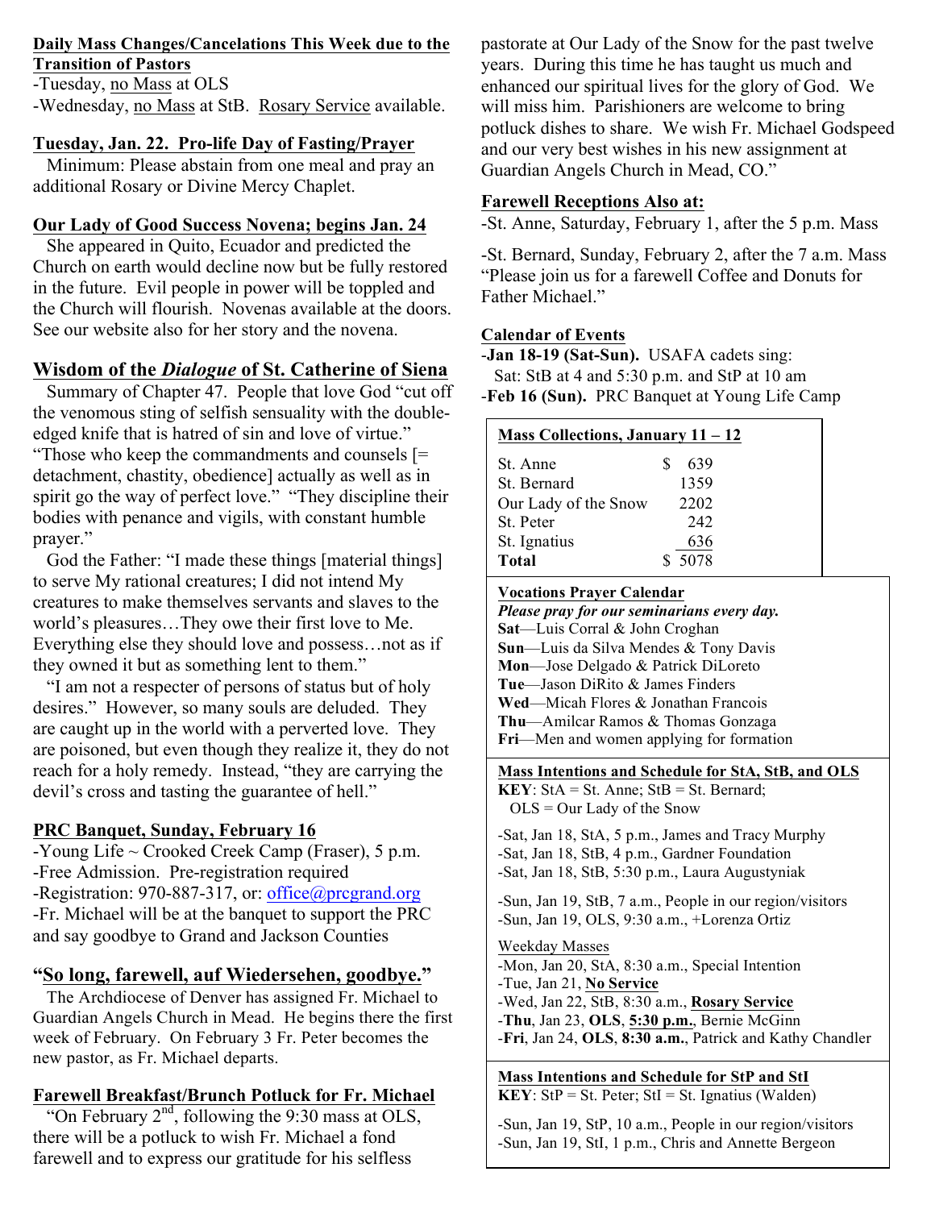**Daily Mass Changes/Cancelations This Week due to the Transition of Pastors**

-Tuesday, no Mass at OLS
-Wednesday, no Mass at StB. Rosary Service available.

**Tuesday, Jan. 22. Pro-life Day of Fasting/Prayer**

Minimum: Please abstain from one meal and pray an additional Rosary or Divine Mercy Chaplet.

**Our Lady of Good Success Novena; begins Jan. 24**

She appeared in Quito, Ecuador and predicted the Church on earth would decline now but be fully restored in the future. Evil people in power will be toppled and the Church will flourish. Novenas available at the doors. See our website also for her story and the novena.

## Wisdom of the *Dialogue* of St. Catherine of Siena

Summary of Chapter 47. People that love God "cut off the venomous sting of selfish sensuality with the double-edged knife that is hatred of sin and love of virtue." "Those who keep the commandments and counsels [= detachment, chastity, obedience] actually as well as in spirit go the way of perfect love." "They discipline their bodies with penance and vigils, with constant humble prayer."

God the Father: "I made these things [material things] to serve My rational creatures; I did not intend My creatures to make themselves servants and slaves to the world's pleasures…They owe their first love to Me. Everything else they should love and possess…not as if they owned it but as something lent to them."

"I am not a respecter of persons of status but of holy desires." However, so many souls are deluded. They are caught up in the world with a perverted love. They are poisoned, but even though they realize it, they do not reach for a holy remedy. Instead, "they are carrying the devil's cross and tasting the guarantee of hell."

**PRC Banquet, Sunday, February 16**

-Young Life ~ Crooked Creek Camp (Fraser), 5 p.m.
-Free Admission. Pre-registration required
-Registration: 970-887-317, or: office@prcgrand.org
-Fr. Michael will be at the banquet to support the PRC and say goodbye to Grand and Jackson Counties

## "So long, farewell, auf Wiedersehen, goodbye."

The Archdiocese of Denver has assigned Fr. Michael to Guardian Angels Church in Mead. He begins there the first week of February. On February 3 Fr. Peter becomes the new pastor, as Fr. Michael departs.

**Farewell Breakfast/Brunch Potluck for Fr. Michael**

"On February 2nd, following the 9:30 mass at OLS, there will be a potluck to wish Fr. Michael a fond farewell and to express our gratitude for his selfless pastorate at Our Lady of the Snow for the past twelve years. During this time he has taught us much and enhanced our spiritual lives for the glory of God. We will miss him. Parishioners are welcome to bring potluck dishes to share. We wish Fr. Michael Godspeed and our very best wishes in his new assignment at Guardian Angels Church in Mead, CO."

**Farewell Receptions Also at:**

-St. Anne, Saturday, February 1, after the 5 p.m. Mass

-St. Bernard, Sunday, February 2, after the 7 a.m. Mass "Please join us for a farewell Coffee and Donuts for Father Michael."

**Calendar of Events**

-**Jan 18-19 (Sat-Sun).** USAFA cadets sing:
Sat: StB at 4 and 5:30 p.m. and StP at 10 am
-**Feb 16 (Sun).** PRC Banquet at Young Life Camp

**Mass Collections, January 11 – 12**

| | |
|---|---|
| St. Anne | $ 639 |
| St. Bernard | 1359 |
| Our Lady of the Snow | 2202 |
| St. Peter | 242 |
| St. Ignatius | 636 |
| **Total** | $ 5078 |

**Vocations Prayer Calendar**

***Please pray for our seminarians every day.***

**Sat**—Luis Corral & John Croghan
**Sun**—Luis da Silva Mendes & Tony Davis
**Mon**—Jose Delgado & Patrick DiLoreto
**Tue**—Jason DiRito & James Finders
**Wed**—Micah Flores & Jonathan Francois
**Thu**—Amilcar Ramos & Thomas Gonzaga
**Fri**—Men and women applying for formation

**Mass Intentions and Schedule for StA, StB, and OLS**

**KEY**: StA = St. Anne; StB = St. Bernard; OLS = Our Lady of the Snow

-Sat, Jan 18, StA, 5 p.m., James and Tracy Murphy
-Sat, Jan 18, StB, 4 p.m., Gardner Foundation
-Sat, Jan 18, StB, 5:30 p.m., Laura Augustyniak

-Sun, Jan 19, StB, 7 a.m., People in our region/visitors
-Sun, Jan 19, OLS, 9:30 a.m., +Lorenza Ortiz

Weekday Masses

-Mon, Jan 20, StA, 8:30 a.m., Special Intention
-Tue, Jan 21, **No Service**
-Wed, Jan 22, StB, 8:30 a.m., **Rosary Service**
-**Thu**, Jan 23, **OLS**, **5:30 p.m.**, Bernie McGinn
-**Fri**, Jan 24, **OLS**, **8:30 a.m.**, Patrick and Kathy Chandler

**Mass Intentions and Schedule for StP and StI**

**KEY**: StP = St. Peter; StI = St. Ignatius (Walden)

-Sun, Jan 19, StP, 10 a.m., People in our region/visitors
-Sun, Jan 19, StI, 1 p.m., Chris and Annette Bergeon